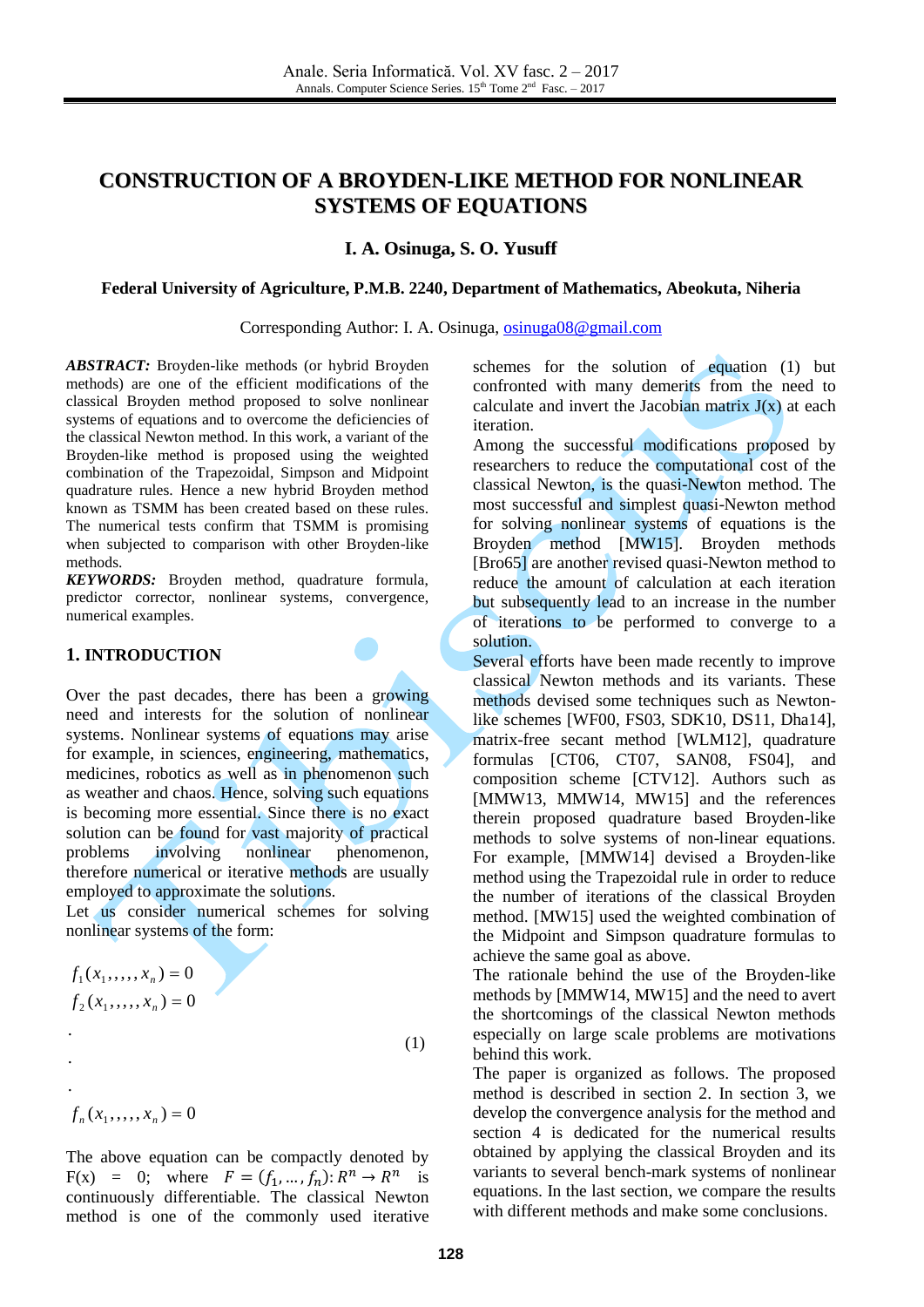# CONSTRUCTION OF A BROYDEN-LIKE METHOD FOR NONLINEAR SYSTEMS OF EQUATIONS

**I. A. Osinuga, S. O. Yusuff**

**Federal University of Agriculture, P.M.B. 2240, Department of Mathematics, Abeokuta, Niheria**

Corresponding Author: I. A. Osinuga, osinuga08@gmail.com

***ABSTRACT:*** Broyden-like methods (or hybrid Broyden methods) are one of the efficient modifications of the classical Broyden method proposed to solve nonlinear systems of equations and to overcome the deficiencies of the classical Newton method. In this work, a variant of the Broyden-like method is proposed using the weighted combination of the Trapezoidal, Simpson and Midpoint quadrature rules. Hence a new hybrid Broyden method known as TSMM has been created based on these rules. The numerical tests confirm that TSMM is promising when subjected to comparison with other Broyden-like methods.

***KEYWORDS:*** Broyden method, quadrature formula, predictor corrector, nonlinear systems, convergence, numerical examples.

## 1. INTRODUCTION

Over the past decades, there has been a growing need and interests for the solution of nonlinear systems. Nonlinear systems of equations may arise for example, in sciences, engineering, mathematics, medicines, robotics as well as in phenomenon such as weather and chaos. Hence, solving such equations is becoming more essential. Since there is no exact solution can be found for vast majority of practical problems involving nonlinear phenomenon, therefore numerical or iterative methods are usually employed to approximate the solutions.

Let us consider numerical schemes for solving nonlinear systems of the form:

$$
\begin{aligned}
&f_1(x_1,,,,,x_n) = 0 \\
&f_2(x_1,,,,,x_n) = 0 \\
&. \\
&. \\
&. \\
&f_n(x_1,,,,,x_n) = 0
\end{aligned}
\tag{1}
$$

The above equation can be compactly denoted by $F(x) = 0$; where $F = (f_1, \dots, f_n): R^n \to R^n$ is continuously differentiable. The classical Newton method is one of the commonly used iterative schemes for the solution of equation (1) but confronted with many demerits from the need to calculate and invert the Jacobian matrix $J(x)$ at each iteration.

Among the successful modifications proposed by researchers to reduce the computational cost of the classical Newton, is the quasi-Newton method. The most successful and simplest quasi-Newton method for solving nonlinear systems of equations is the Broyden method [MW15]. Broyden methods [Bro65] are another revised quasi-Newton method to reduce the amount of calculation at each iteration but subsequently lead to an increase in the number of iterations to be performed to converge to a solution.

Several efforts have been made recently to improve classical Newton methods and its variants. These methods devised some techniques such as Newton-like schemes [WF00, FS03, SDK10, DS11, Dha14], matrix-free secant method [WLM12], quadrature formulas [CT06, CT07, SAN08, FS04], and composition scheme [CTV12]. Authors such as [MMW13, MMW14, MW15] and the references therein proposed quadrature based Broyden-like methods to solve systems of non-linear equations. For example, [MMW14] devised a Broyden-like method using the Trapezoidal rule in order to reduce the number of iterations of the classical Broyden method. [MW15] used the weighted combination of the Midpoint and Simpson quadrature formulas to achieve the same goal as above.

The rationale behind the use of the Broyden-like methods by [MMW14, MW15] and the need to avert the shortcomings of the classical Newton methods especially on large scale problems are motivations behind this work.

The paper is organized as follows. The proposed method is described in section 2. In section 3, we develop the convergence analysis for the method and section 4 is dedicated for the numerical results obtained by applying the classical Broyden and its variants to several bench-mark systems of nonlinear equations. In the last section, we compare the results with different methods and make some conclusions.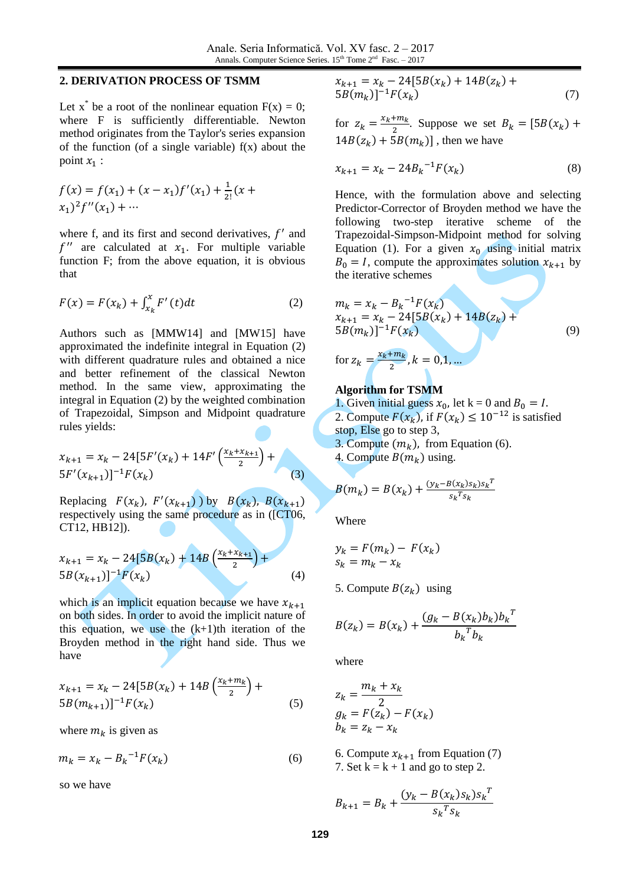## 2. DERIVATION PROCESS OF TSMM

Let $x^*$ be a root of the nonlinear equation F(x) = 0; where F is sufficiently differentiable. Newton method originates from the Taylor's series expansion of the function (of a single variable) f(x) about the point $x_1$ :

$$f(x) = f(x_1) + (x - x_1)f'(x_1) + \frac{1}{2!}(x + x_1)^2 f''(x_1) + \cdots$$

where f, and its first and second derivatives, $f'$ and $f''$ are calculated at $x_1$. For multiple variable function F; from the above equation, it is obvious that

$$F(x) = F(x_k) + \int_{x_k}^{x} F'(t)dt \tag{2}$$

Authors such as [MMW14] and [MW15] have approximated the indefinite integral in Equation (2) with different quadrature rules and obtained a nice and better refinement of the classical Newton method. In the same view, approximating the integral in Equation (2) by the weighted combination of Trapezoidal, Simpson and Midpoint quadrature rules yields:

$$x_{k+1} = x_k - 24\left[5F'(x_k) + 14F'\left(\frac{x_k + x_{k+1}}{2}\right) + 5F'(x_{k+1})\right]^{-1} F(x_k) \tag{3}$$

Replacing $F(x_k)$, $F'(x_{k+1})$ ) by $B(x_k)$, $B(x_{k+1})$ respectively using the same procedure as in ([CT06, CT12, HB12]).

$$x_{k+1} = x_k - 24\left[5B(x_k) + 14B\left(\frac{x_k + x_{k+1}}{2}\right) + 5B(x_{k+1})\right]^{-1} F(x_k) \tag{4}$$

which is an implicit equation because we have $x_{k+1}$ on both sides. In order to avoid the implicit nature of this equation, we use the (k+1)th iteration of the Broyden method in the right hand side. Thus we have

$$x_{k+1} = x_k - 24\left[5B(x_k) + 14B\left(\frac{x_k + m_k}{2}\right) + 5B(m_{k+1})\right]^{-1} F(x_k) \tag{5}$$

where $m_k$ is given as

$$m_k = x_k - B_k^{-1} F(x_k) \tag{6}$$

so we have

$$x_{k+1} = x_k - 24[5B(x_k) + 14B(z_k) + 5B(m_k)]^{-1} F(x_k) \tag{7}$$

for $z_k = \frac{x_k + m_k}{2}$. Suppose we set $B_k = [5B(x_k) + 14B(z_k) + 5B(m_k)]$ , then we have

$$x_{k+1} = x_k - 24{B_k}^{-1} F(x_k) \tag{8}$$

Hence, with the formulation above and selecting Predictor-Corrector of Broyden method we have the following two-step iterative scheme of the Trapezoidal-Simpson-Midpoint method for solving Equation (1). For a given $x_0$ using initial matrix $B_0 = I$, compute the approximates solution $x_{k+1}$ by the iterative schemes

$$\begin{aligned} m_k &= x_k - {B_k}^{-1} F(x_k) \\ x_{k+1} &= x_k - 24[5B(x_k) + 14B(z_k) + 5B(m_k)]^{-1} F(x_k) \end{aligned} \tag{9}$$

for $z_k = \frac{x_k + m_k}{2}, k = 0, 1, \ldots$

**Algorithm for TSMM**

1. Given initial guess $x_0$, let k = 0 and $B_0 = I$.
2. Compute $F(x_k)$, if $F(x_k) \leq 10^{-12}$ is satisfied stop, Else go to step 3,
3. Compute $(m_k)$, from Equation (6).
4. Compute $B(m_k)$ using.

$$B(m_k) = B(x_k) + \frac{(y_k - B(x_k)s_k){s_k}^T}{{s_k}^T s_k}$$

Where

$$\begin{aligned} y_k &= F(m_k) - F(x_k) \\ s_k &= m_k - x_k \end{aligned}$$

5. Compute $B(z_k)$ using

$$B(z_k) = B(x_k) + \frac{(g_k - B(x_k)b_k){b_k}^T}{{b_k}^T b_k}$$

where

$$\begin{aligned} z_k &= \frac{m_k + x_k}{2} \\ g_k &= F(z_k) - F(x_k) \\ b_k &= z_k - x_k \end{aligned}$$

6. Compute $x_{k+1}$ from Equation (7)
7. Set k = k + 1 and go to step 2.

$$B_{k+1} = B_k + \frac{(y_k - B(x_k)s_k){s_k}^T}{{s_k}^T s_k}$$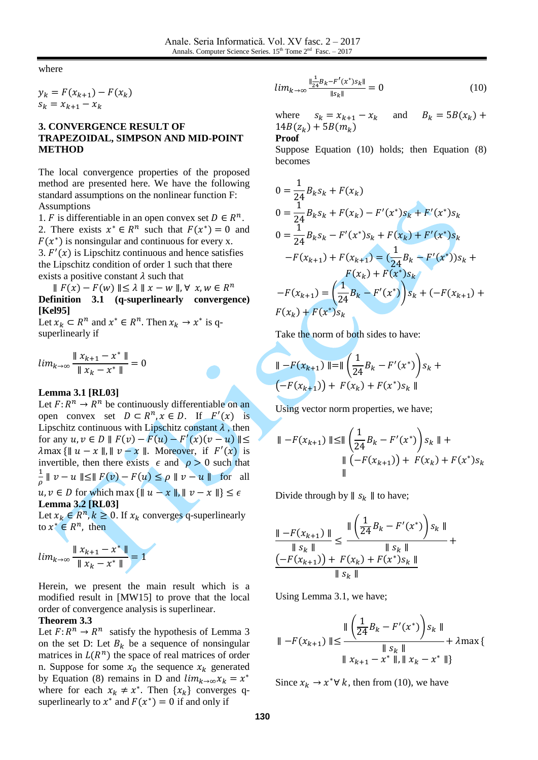where

$$y_k = F(x_{k+1}) - F(x_k)$$
$$s_k = x_{k+1} - x_k$$

## 3. CONVERGENCE RESULT OF TRAPEZOIDAL, SIMPSON AND MID-POINT METHOD

The local convergence properties of the proposed method are presented here. We have the following standard assumptions on the nonlinear function F:

Assumptions

1. $F$ is differentiable in an open convex set $D \in R^n$.
2. There exists $x^* \in R^n$ such that $F(x^*) = 0$ and $F(x^*)$ is nonsingular and continuous for every x.
3. $F'(x)$ is Lipschitz continuous and hence satisfies the Lipschitz condition of order 1 such that there exists a positive constant $\lambda$ such that

$$\| F(x) - F(w) \| \leq \lambda \| x - w \|, \forall \ x, w \in R^n$$

**Definition 3.1 (q-superlinearly convergence) [Kel95]**

Let $x_k \subset R^n$ and $x^* \in R^n$. Then $x_k \to x^*$ is q-superlinearly if

$$lim_{k\to\infty} \frac{\| x_{k+1} - x^* \|}{\| x_k - x^* \|} = 0$$

**Lemma 3.1 [RL03]**

Let $F: R^n \to R^n$ be continuously differentiable on an open convex set $D \subset R^n, x \in D$. If $F'(x)$ is Lipschitz continuous with Lipschitz constant $\lambda$, then for any $u, v \in D$ $\| F(v) - F(u) - F'(x)(v-u) \| \leq \lambda \max\{\| u - x \|, \| v - x \|$. Moreover, if $F'(x)$ is invertible, then there exists $\epsilon$ and $\rho > 0$ such that $\frac{1}{\rho} \| v - u \| \leq \| F(v) - F(u) \leq \rho \| v - u \|$ for all $u, v \in D$ for which $\max\{\| u - x \|, \| v - x \|\} \leq \epsilon$

**Lemma 3.2 [RL03]**

Let $x_k \in R^n, k \geq 0$. If $x_k$ converges q-superlinearly to $x^* \in R^n$, then

$$lim_{k\to\infty} \frac{\| x_{k+1} - x^* \|}{\| x_k - x^* \|} = 1$$

Herein, we present the main result which is a modified result in [MW15] to prove that the local order of convergence analysis is superlinear.

**Theorem 3.3**

Let $F: R^n \to R^n$ satisfy the hypothesis of Lemma 3 on the set D: Let $B_k$ be a sequence of nonsingular matrices in $L(R^n)$ the space of real matrices of order n. Suppose for some $x_0$ the sequence $x_k$ generated by Equation (8) remains in D and $lim_{k\to\infty} x_k = x^*$ where for each $x_k \neq x^*$. Then $\{x_k\}$ converges q-superlinearly to $x^*$ and $F(x^*) = 0$ if and only if

$$lim_{k\to\infty} \frac{\| \frac{1}{24} B_k - F'(x^*) s_k \|}{\| s_k \|} = 0 \tag{10}$$

where $s_k = x_{k+1} - x_k$ and $B_k = 5B(x_k) + 14B(z_k) + 5B(m_k)$

**Proof**

Suppose Equation (10) holds; then Equation (8) becomes

$$0 = \frac{1}{24} B_k s_k + F(x_k)$$
$$0 = \frac{1}{24} B_k s_k + F(x_k) - F'(x^*) s_k + F'(x^*) s_k$$
$$0 = \frac{1}{24} B_k s_k - F'(x^*) s_k + F(x_k) + F'(x^*) s_k$$
$$-F(x_{k+1}) + F(x_{k+1}) = (\frac{1}{24} B_k - F'(x^*)) s_k + F(x_k) + F(x^*) s_k$$
$$-F(x_{k+1}) = \left(\frac{1}{24} B_k - F'(x^*)\right) s_k + (-F(x_{k+1}) + F(x_k) + F(x^*) s_k$$

Take the norm of both sides to have:

$$\| -F(x_{k+1}) \| = \| \left(\frac{1}{24} B_k - F'(x^*)\right) s_k + (-F(x_{k+1})) + F(x_k) + F(x^*) s_k \|$$

Using vector norm properties, we have;

$$\| -F(x_{k+1}) \| \leq \| \left(\frac{1}{24} B_k - F'(x^*)\right) s_k \| + \| (-F(x_{k+1})) + F(x_k) + F(x^*) s_k \|$$

Divide through by $\| s_k \|$ to have;

$$\frac{\| -F(x_{k+1}) \|}{\| s_k \|} \leq \frac{\| \left(\frac{1}{24} B_k - F'(x^*)\right) s_k \|}{\| s_k \|} + \frac{(-F(x_{k+1})) + F(x_k) + F(x^*) s_k \|}{\| s_k \|}$$

Using Lemma 3.1, we have;

$$\| -F(x_{k+1}) \| \leq \frac{\| \left(\frac{1}{24} B_k - F'(x^*)\right) s_k \|}{\| s_k \|} + \lambda \max\{\| x_{k+1} - x^* \|, \| x_k - x^* \|\}$$

Since $x_k \to x^* \forall k$, then from (10), we have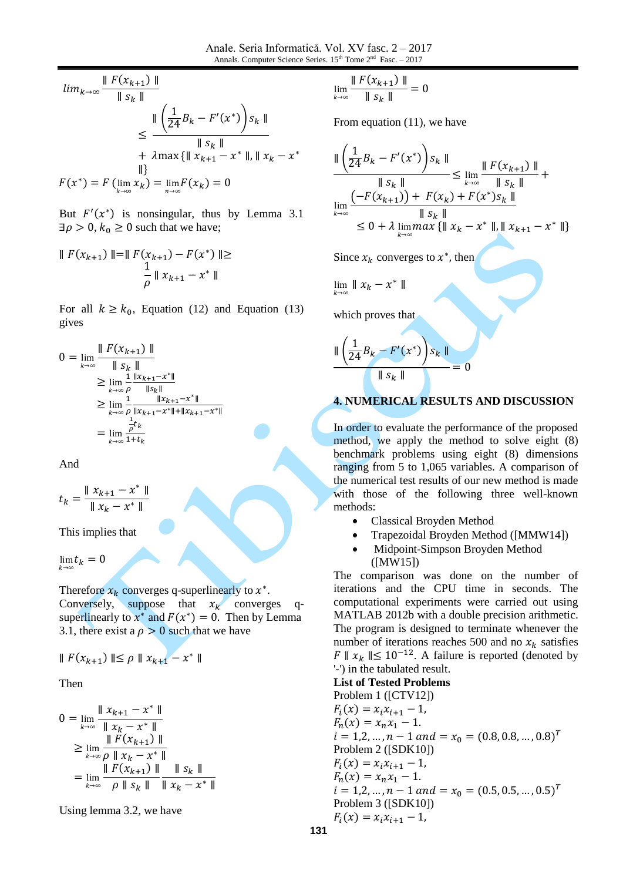$$lim_{k\to\infty} \frac{\| F(x_{k+1}) \|}{\| s_k \|} \leq \frac{\| \left(\frac{1}{24}B_k - F'(x^*)\right)s_k \|}{\| s_k \|} + \lambda \max\{\| x_{k+1} - x^* \|, \| x_k - x^* \|\}$$

$$F(x^*) = F\left(\lim_{k\to\infty} x_k\right) = \lim_{n\to\infty} F(x_k) = 0$$

But $F'(x^*)$ is nonsingular, thus by Lemma 3.1 $\exists \rho > 0, k_0 \geq 0$ such that we have;

$$\| F(x_{k+1}) \| = \| F(x_{k+1}) - F(x^*) \| \geq \frac{1}{\rho} \| x_{k+1} - x^* \|$$

For all $k \geq k_0$, Equation (12) and Equation (13) gives

$$0 = \lim_{k\to\infty} \frac{\| F(x_{k+1}) \|}{\| s_k \|} \geq \lim_{k\to\infty} \frac{1}{\rho} \frac{\|x_{k+1}-x^*\|}{\|s_k\|} \geq \lim_{k\to\infty} \frac{1}{\rho} \frac{\|x_{k+1}-x^*\|}{\|x_{k+1}-x^*\|+\|x_{k+1}-x^*\|} = \lim_{k\to\infty} \frac{\frac{1}{\rho}t_k}{1+t_k}$$

And

$$t_k = \frac{\| x_{k+1} - x^* \|}{\| x_k - x^* \|}$$

This implies that

$$\lim_{k\to\infty} t_k = 0$$

Therefore $x_k$ converges q-superlinearly to $x^*$. Conversely, suppose that $x_k$ converges q-superlinearly to $x^*$ and $F(x^*) = 0$. Then by Lemma 3.1, there exist a $\rho > 0$ such that we have

$$\| F(x_{k+1}) \| \leq \rho \| x_{k+1} - x^* \|$$

Then

$$0 = \lim_{k\to\infty} \frac{\| x_{k+1} - x^* \|}{\| x_k - x^* \|} \geq \lim_{k\to\infty} \frac{\| F(x_{k+1}) \|}{\rho \| x_k - x^* \|} = \lim_{k\to\infty} \frac{\| F(x_{k+1}) \|}{\rho \| s_k \|} \frac{\| s_k \|}{\| x_k - x^* \|}$$

Using lemma 3.2, we have

$$\lim_{k\to\infty} \frac{\| F(x_{k+1}) \|}{\| s_k \|} = 0$$

From equation (11), we have

$$\frac{\| \left(\frac{1}{24}B_k - F'(x^*)\right)s_k \|}{\| s_k \|} \leq \lim_{k\to\infty} \frac{\| F(x_{k+1}) \|}{\| s_k \|} + \lim_{k\to\infty} \frac{(-F(x_{k+1})) + F(x_k) + F(x^*)s_k \|}{\| s_k \|} \leq 0 + \lambda \lim_{k\to\infty} max\{\| x_k - x^* \|, \| x_{k+1} - x^* \|\}$$

Since $x_k$ converges to $x^*$, then

$$\lim_{k\to\infty} \| x_k - x^* \|$$

which proves that

$$\frac{\| \left(\frac{1}{24}B_k - F'(x^*)\right)s_k \|}{\| s_k \|} = 0$$

## 4. NUMERICAL RESULTS AND DISCUSSION

In order to evaluate the performance of the proposed method, we apply the method to solve eight (8) benchmark problems using eight (8) dimensions ranging from 5 to 1,065 variables. A comparison of the numerical test results of our new method is made with those of the following three well-known methods:

- Classical Broyden Method
- Trapezoidal Broyden Method ([MMW14])
- Midpoint-Simpson Broyden Method ([MW15])

The comparison was done on the number of iterations and the CPU time in seconds. The computational experiments were carried out using MATLAB 2012b with a double precision arithmetic. The program is designed to terminate whenever the number of iterations reaches 500 and no $x_k$ satisfies $F \| x_k \| \leq 10^{-12}$. A failure is reported (denoted by '-') in the tabulated result.

**List of Tested Problems**

Problem 1 ([CTV12])

$F_i(x) = x_i x_{i+1} - 1,$

$F_n(x) = x_n x_1 - 1.$

$i = 1,2,\ldots,n-1 \; and = x_0 = (0.8, 0.8, \ldots, 0.8)^T$

Problem 2 ([SDK10])

$F_i(x) = x_i x_{i+1} - 1,$

$F_n(x) = x_n x_1 - 1.$

$i = 1,2,\ldots,n-1 \; and = x_0 = (0.5, 0.5, \ldots, 0.5)^T$

Problem 3 ([SDK10])

$F_i(x) = x_i x_{i+1} - 1,$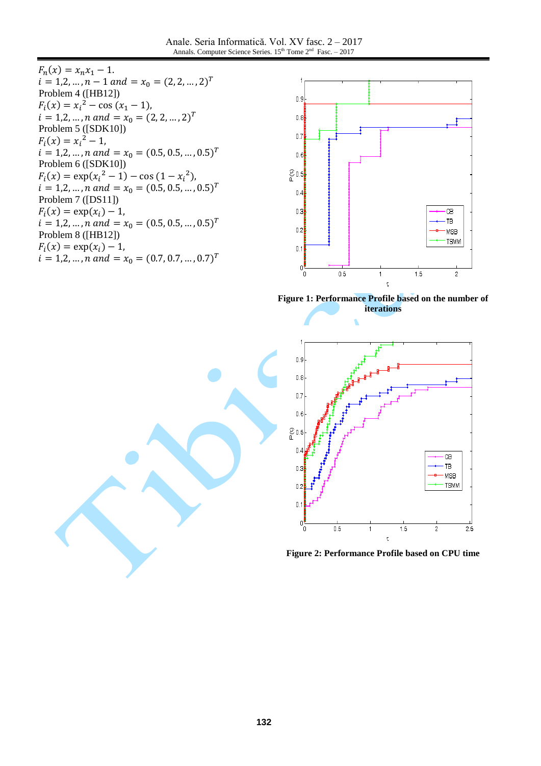$F_n(x) = x_n x_1 - 1.$
$i = 1,2, \dots, n-1$ and $= x_0 = (2, 2, \dots, 2)^T$

Problem 4 ([HB12])
$F_i(x) = x_i^2 - \cos(x_1 - 1),$
$i = 1,2, \dots, n$ and $= x_0 = (2, 2, \dots, 2)^T$

Problem 5 ([SDK10])
$F_i(x) = x_i^2 - 1,$
$i = 1,2, \dots, n$ and $= x_0 = (0.5, 0.5, \dots, 0.5)^T$

Problem 6 ([SDK10])
$F_i(x) = \exp(x_i^2 - 1) - \cos(1 - x_i^2),$
$i = 1,2, \dots, n$ and $= x_0 = (0.5, 0.5, \dots, 0.5)^T$

Problem 7 ([DS11])
$F_i(x) = \exp(x_i) - 1,$
$i = 1,2, \dots, n$ and $= x_0 = (0.5, 0.5, \dots, 0.5)^T$

Problem 8 ([HB12])
$F_i(x) = \exp(x_i) - 1,$
$i = 1,2, \dots, n$ and $= x_0 = (0.7, 0.7, \dots, 0.7)^T$

**Figure 1: Performance Profile based on the number of iterations**

**Figure 2: Performance Profile based on CPU time**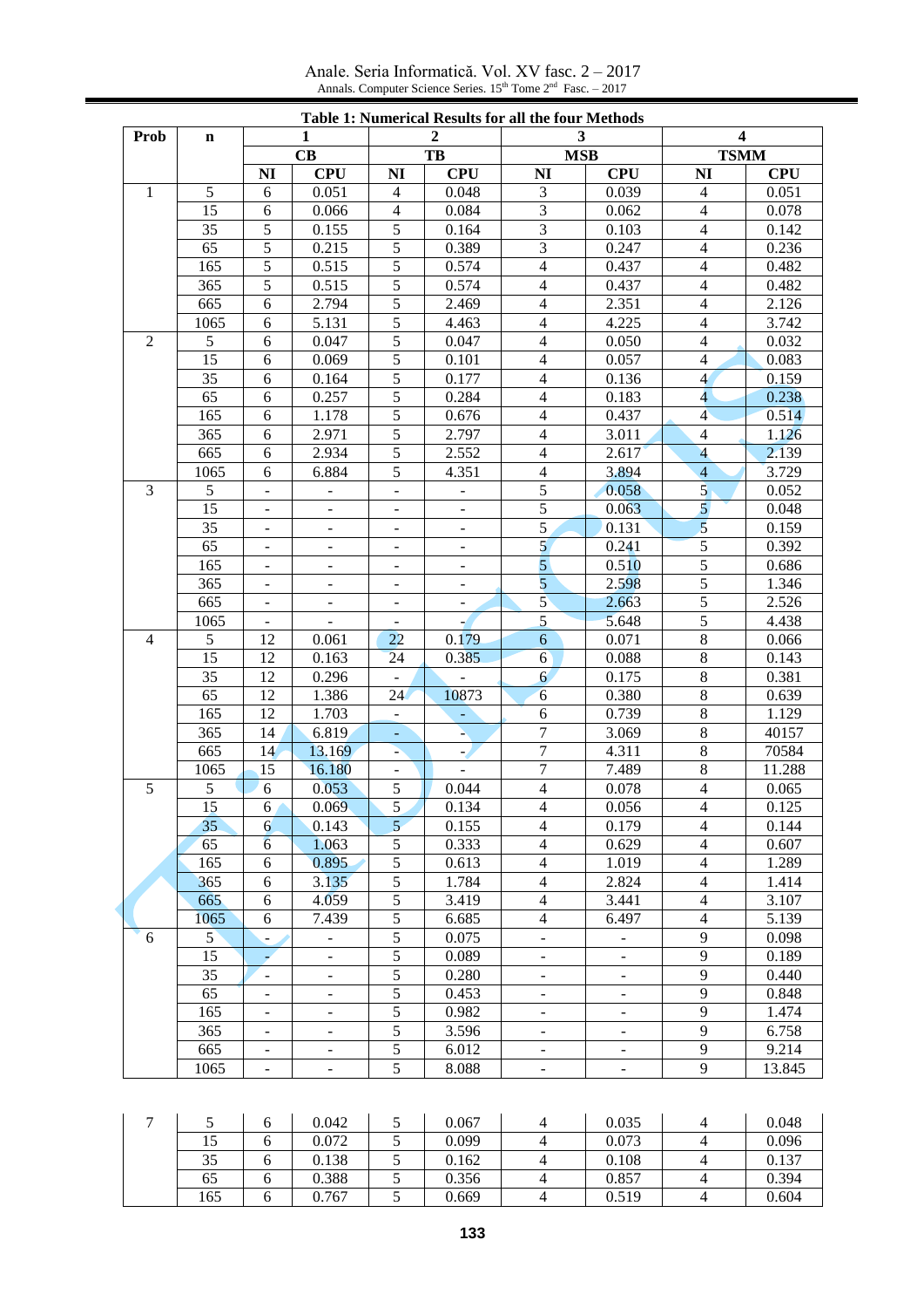**Table 1: Numerical Results for all the four Methods**

| Prob | n | 1 | | 2 | | 3 | | 4 | |
|---|---|---|---|---|---|---|---|---|---|
| | | CB | | TB | | MSB | | TSMM | |
| | | NI | CPU | NI | CPU | NI | CPU | NI | CPU |
| 1 | 5 | 6 | 0.051 | 4 | 0.048 | 3 | 0.039 | 4 | 0.051 |
| | 15 | 6 | 0.066 | 4 | 0.084 | 3 | 0.062 | 4 | 0.078 |
| | 35 | 5 | 0.155 | 5 | 0.164 | 3 | 0.103 | 4 | 0.142 |
| | 65 | 5 | 0.215 | 5 | 0.389 | 3 | 0.247 | 4 | 0.236 |
| | 165 | 5 | 0.515 | 5 | 0.574 | 4 | 0.437 | 4 | 0.482 |
| | 365 | 5 | 0.515 | 5 | 0.574 | 4 | 0.437 | 4 | 0.482 |
| | 665 | 6 | 2.794 | 5 | 2.469 | 4 | 2.351 | 4 | 2.126 |
| | 1065 | 6 | 5.131 | 5 | 4.463 | 4 | 4.225 | 4 | 3.742 |
| 2 | 5 | 6 | 0.047 | 5 | 0.047 | 4 | 0.050 | 4 | 0.032 |
| | 15 | 6 | 0.069 | 5 | 0.101 | 4 | 0.057 | 4 | 0.083 |
| | 35 | 6 | 0.164 | 5 | 0.177 | 4 | 0.136 | 4 | 0.159 |
| | 65 | 6 | 0.257 | 5 | 0.284 | 4 | 0.183 | 4 | 0.238 |
| | 165 | 6 | 1.178 | 5 | 0.676 | 4 | 0.437 | 4 | 0.514 |
| | 365 | 6 | 2.971 | 5 | 2.797 | 4 | 3.011 | 4 | 1.126 |
| | 665 | 6 | 2.934 | 5 | 2.552 | 4 | 2.617 | 4 | 2.139 |
| | 1065 | 6 | 6.884 | 5 | 4.351 | 4 | 3.894 | 4 | 3.729 |
| 3 | 5 | - | - | - | - | 5 | 0.058 | 5 | 0.052 |
| | 15 | - | - | - | - | 5 | 0.063 | 5 | 0.048 |
| | 35 | - | - | - | - | 5 | 0.131 | 5 | 0.159 |
| | 65 | - | - | - | - | 5 | 0.241 | 5 | 0.392 |
| | 165 | - | - | - | - | 5 | 0.510 | 5 | 0.686 |
| | 365 | - | - | - | - | 5 | 2.598 | 5 | 1.346 |
| | 665 | - | - | - | - | 5 | 2.663 | 5 | 2.526 |
| | 1065 | - | - | - | - | 5 | 5.648 | 5 | 4.438 |
| 4 | 5 | 12 | 0.061 | 22 | 0.179 | 6 | 0.071 | 8 | 0.066 |
| | 15 | 12 | 0.163 | 24 | 0.385 | 6 | 0.088 | 8 | 0.143 |
| | 35 | 12 | 0.296 | - | - | 6 | 0.175 | 8 | 0.381 |
| | 65 | 12 | 1.386 | 24 | 10873 | 6 | 0.380 | 8 | 0.639 |
| | 165 | 12 | 1.703 | - | - | 6 | 0.739 | 8 | 1.129 |
| | 365 | 14 | 6.819 | - | - | 7 | 3.069 | 8 | 40157 |
| | 665 | 14 | 13.169 | - | - | 7 | 4.311 | 8 | 70584 |
| | 1065 | 15 | 16.180 | - | - | 7 | 7.489 | 8 | 11.288 |
| 5 | 5 | 6 | 0.053 | 5 | 0.044 | 4 | 0.078 | 4 | 0.065 |
| | 15 | 6 | 0.069 | 5 | 0.134 | 4 | 0.056 | 4 | 0.125 |
| | 35 | 6 | 0.143 | 5 | 0.155 | 4 | 0.179 | 4 | 0.144 |
| | 65 | 6 | 1.063 | 5 | 0.333 | 4 | 0.629 | 4 | 0.607 |
| | 165 | 6 | 0.895 | 5 | 0.613 | 4 | 1.019 | 4 | 1.289 |
| | 365 | 6 | 3.135 | 5 | 1.784 | 4 | 2.824 | 4 | 1.414 |
| | 665 | 6 | 4.059 | 5 | 3.419 | 4 | 3.441 | 4 | 3.107 |
| | 1065 | 6 | 7.439 | 5 | 6.685 | 4 | 6.497 | 4 | 5.139 |
| 6 | 5 | - | - | 5 | 0.075 | - | - | 9 | 0.098 |
| | 15 | - | - | 5 | 0.089 | - | - | 9 | 0.189 |
| | 35 | - | - | 5 | 0.280 | - | - | 9 | 0.440 |
| | 65 | - | - | 5 | 0.453 | - | - | 9 | 0.848 |
| | 165 | - | - | 5 | 0.982 | - | - | 9 | 1.474 |
| | 365 | - | - | 5 | 3.596 | - | - | 9 | 6.758 |
| | 665 | - | - | 5 | 6.012 | - | - | 9 | 9.214 |
| | 1065 | - | - | 5 | 8.088 | - | - | 9 | 13.845 |
| 7 | 5 | 6 | 0.042 | 5 | 0.067 | 4 | 0.035 | 4 | 0.048 |
| | 15 | 6 | 0.072 | 5 | 0.099 | 4 | 0.073 | 4 | 0.096 |
| | 35 | 6 | 0.138 | 5 | 0.162 | 4 | 0.108 | 4 | 0.137 |
| | 65 | 6 | 0.388 | 5 | 0.356 | 4 | 0.857 | 4 | 0.394 |
| | 165 | 6 | 0.767 | 5 | 0.669 | 4 | 0.519 | 4 | 0.604 |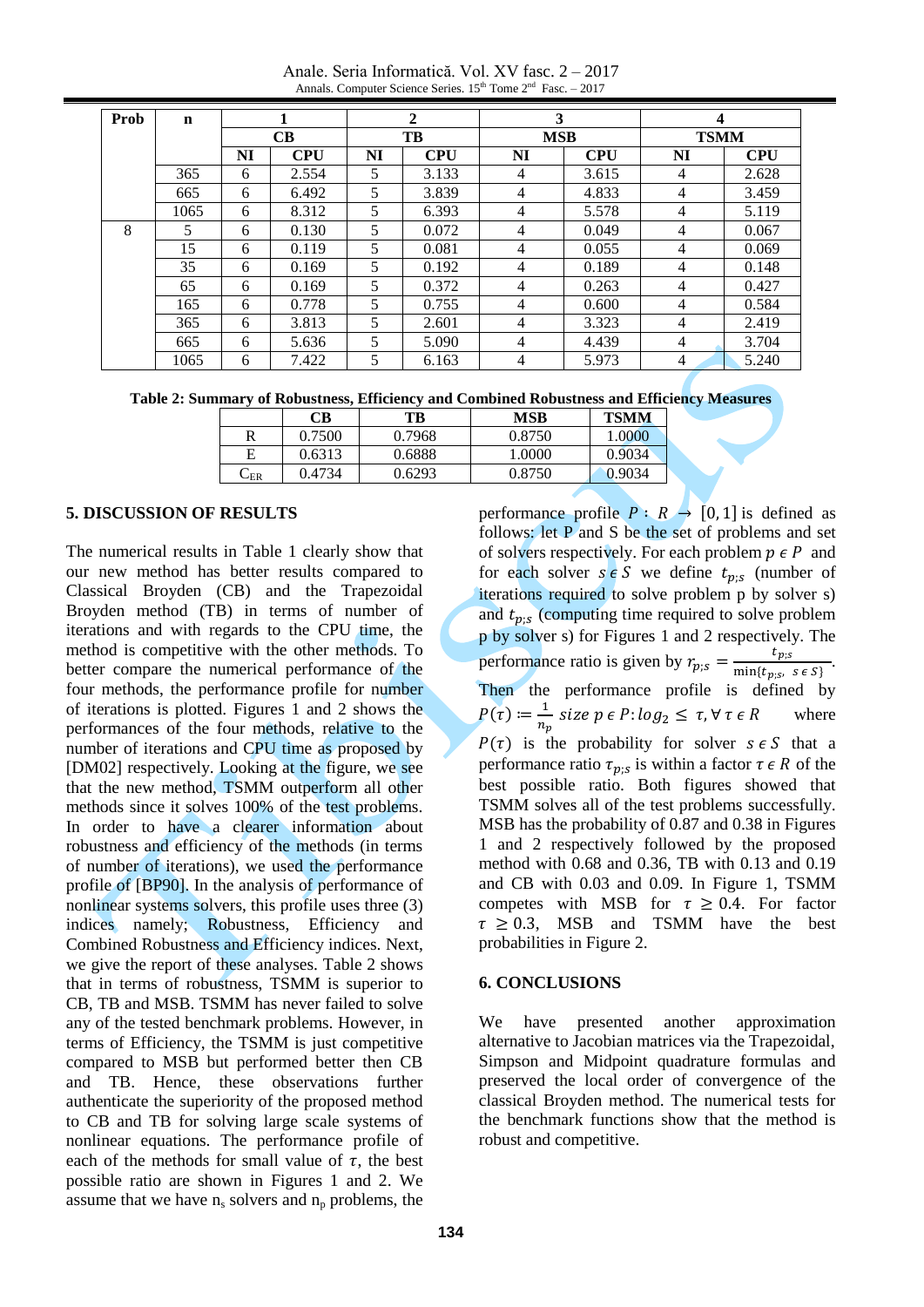| Prob | n | 1 | | 2 | | 3 | | 4 | |
|---|---|---|---|---|---|---|---|---|---|
| | | CB | | TB | | MSB | | TSMM | |
| | | NI | CPU | NI | CPU | NI | CPU | NI | CPU |
| | 365 | 6 | 2.554 | 5 | 3.133 | 4 | 3.615 | 4 | 2.628 |
| | 665 | 6 | 6.492 | 5 | 3.839 | 4 | 4.833 | 4 | 3.459 |
| | 1065 | 6 | 8.312 | 5 | 6.393 | 4 | 5.578 | 4 | 5.119 |
| 8 | 5 | 6 | 0.130 | 5 | 0.072 | 4 | 0.049 | 4 | 0.067 |
| | 15 | 6 | 0.119 | 5 | 0.081 | 4 | 0.055 | 4 | 0.069 |
| | 35 | 6 | 0.169 | 5 | 0.192 | 4 | 0.189 | 4 | 0.148 |
| | 65 | 6 | 0.169 | 5 | 0.372 | 4 | 0.263 | 4 | 0.427 |
| | 165 | 6 | 0.778 | 5 | 0.755 | 4 | 0.600 | 4 | 0.584 |
| | 365 | 6 | 3.813 | 5 | 2.601 | 4 | 3.323 | 4 | 2.419 |
| | 665 | 6 | 5.636 | 5 | 5.090 | 4 | 4.439 | 4 | 3.704 |
| | 1065 | 6 | 7.422 | 5 | 6.163 | 4 | 5.973 | 4 | 5.240 |

**Table 2: Summary of Robustness, Efficiency and Combined Robustness and Efficiency Measures**

| | CB | TB | MSB | TSMM |
|---|---|---|---|---|
| R | 0.7500 | 0.7968 | 0.8750 | 1.0000 |
| E | 0.6313 | 0.6888 | 1.0000 | 0.9034 |
| $C_{ER}$ | 0.4734 | 0.6293 | 0.8750 | 0.9034 |

## 5. DISCUSSION OF RESULTS

The numerical results in Table 1 clearly show that our new method has better results compared to Classical Broyden (CB) and the Trapezoidal Broyden method (TB) in terms of number of iterations and with regards to the CPU time, the method is competitive with the other methods. To better compare the numerical performance of the four methods, the performance profile for number of iterations is plotted. Figures 1 and 2 shows the performances of the four methods, relative to the number of iterations and CPU time as proposed by [DM02] respectively. Looking at the figure, we see that the new method, TSMM outperform all other methods since it solves 100% of the test problems. In order to have a clearer information about robustness and efficiency of the methods (in terms of number of iterations), we used the performance profile of [BP90]. In the analysis of performance of nonlinear systems solvers, this profile uses three (3) indices namely; Robustness, Efficiency and Combined Robustness and Efficiency indices. Next, we give the report of these analyses. Table 2 shows that in terms of robustness, TSMM is superior to CB, TB and MSB. TSMM has never failed to solve any of the tested benchmark problems. However, in terms of Efficiency, the TSMM is just competitive compared to MSB but performed better then CB and TB. Hence, these observations further authenticate the superiority of the proposed method to CB and TB for solving large scale systems of nonlinear equations. The performance profile of each of the methods for small value of $\tau$, the best possible ratio are shown in Figures 1 and 2. We assume that we have $n_s$ solvers and $n_p$ problems, the performance profile $P : R \rightarrow [0, 1]$ is defined as follows: let P and S be the set of problems and set of solvers respectively. For each problem $p \epsilon P$ and for each solver $s \epsilon S$ we define $t_{p;s}$ (number of iterations required to solve problem p by solver s) and $t_{p;s}$ (computing time required to solve problem p by solver s) for Figures 1 and 2 respectively. The performance ratio is given by $r_{p;s} = \frac{t_{p;s}}{\min\{t_{p;s},\ s \in S\}}$. Then the performance profile is defined by $P(\tau) := \frac{1}{n_p}\ size\ p \epsilon P{:}\, log_2 \leq \tau, \forall \tau \epsilon R$ where $P(\tau)$ is the probability for solver $s \epsilon S$ that a performance ratio $\tau_{p;s}$ is within a factor $\tau \epsilon R$ of the best possible ratio. Both figures showed that TSMM solves all of the test problems successfully. MSB has the probability of 0.87 and 0.38 in Figures 1 and 2 respectively followed by the proposed method with 0.68 and 0.36, TB with 0.13 and 0.19 and CB with 0.03 and 0.09. In Figure 1, TSMM competes with MSB for $\tau \geq 0.4$. For factor $\tau \geq 0.3$, MSB and TSMM have the best probabilities in Figure 2.

## 6. CONCLUSIONS

We have presented another approximation alternative to Jacobian matrices via the Trapezoidal, Simpson and Midpoint quadrature formulas and preserved the local order of convergence of the classical Broyden method. The numerical tests for the benchmark functions show that the method is robust and competitive.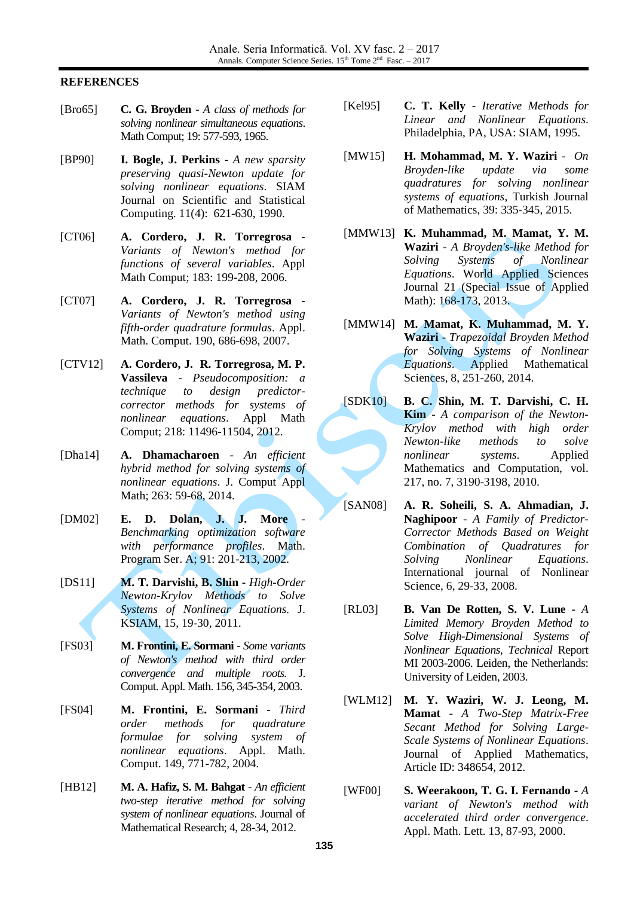## REFERENCES

[Bro65] **C. G. Broyden** - *A class of methods for solving nonlinear simultaneous equations.* Math Comput; 19: 577-593, 1965.

[BP90] **I. Bogle, J. Perkins** - *A new sparsity preserving quasi-Newton update for solving nonlinear equations*. SIAM Journal on Scientific and Statistical Computing. 11(4): 621-630, 1990.

[CT06] **A. Cordero, J. R. Torregrosa** - *Variants of Newton's method for functions of several variables*. Appl Math Comput; 183: 199-208, 2006.

[CT07] **A. Cordero, J. R. Torregrosa** - *Variants of Newton's method using fifth-order quadrature formulas*. Appl. Math. Comput. 190, 686-698, 2007.

[CTV12] **A. Cordero, J. R. Torregrosa, M. P. Vassileva** - *Pseudocomposition: a technique to design predictor-corrector methods for systems of nonlinear equations*. Appl Math Comput; 218: 11496-11504, 2012.

[Dha14] **A. Dhamacharoen** - *An efficient hybrid method for solving systems of nonlinear equations*. J. Comput Appl Math; 263: 59-68, 2014.

[DM02] **E. D. Dolan, J. J. More** - *Benchmarking optimization software with performance profiles*. Math. Program Ser. A; 91: 201-213, 2002.

[DS11] **M. T. Darvishi, B. Shin** - *High-Order Newton-Krylov Methods to Solve Systems of Nonlinear Equations*. J. KSIAM, 15, 19-30, 2011.

[FS03] **M. Frontini, E. Sormani** - *Some variants of Newton's method with third order convergence and multiple roots*. J. Comput. Appl. Math. 156, 345-354, 2003.

[FS04] **M. Frontini, E. Sormani** - *Third order methods for quadrature formulae for solving system of nonlinear equations*. Appl. Math. Comput. 149, 771-782, 2004.

[HB12] **M. A. Hafiz, S. M. Bahgat** - *An efficient two-step iterative method for solving system of nonlinear equations*. Journal of Mathematical Research; 4, 28-34, 2012.

[Kel95] **C. T. Kelly** - *Iterative Methods for Linear and Nonlinear Equations*. Philadelphia, PA, USA: SIAM, 1995.

[MW15] **H. Mohammad, M. Y. Waziri** - *On Broyden-like update via some quadratures for solving nonlinear systems of equations*, Turkish Journal of Mathematics, 39: 335-345, 2015.

[MMW13] **K. Muhammad, M. Mamat, Y. M. Waziri** - *A Broyden's-like Method for Solving Systems of Nonlinear Equations*. World Applied Sciences Journal 21 (Special Issue of Applied Math): 168-173, 2013.

[MMW14] **M. Mamat, K. Muhammad, M. Y. Waziri** - *Trapezoidal Broyden Method for Solving Systems of Nonlinear Equations*. Applied Mathematical Sciences, 8, 251-260, 2014.

[SDK10] **B. C. Shin, M. T. Darvishi, C. H. Kim** - *A comparison of the Newton-Krylov method with high order Newton-like methods to solve nonlinear systems*. Applied Mathematics and Computation, vol. 217, no. 7, 3190-3198, 2010.

[SAN08] **A. R. Soheili, S. A. Ahmadian, J. Naghipoor** - *A Family of Predictor-Corrector Methods Based on Weight Combination of Quadratures for Solving Nonlinear Equations*. International journal of Nonlinear Science, 6, 29-33, 2008.

[RL03] **B. Van De Rotten, S. V. Lune** - *A Limited Memory Broyden Method to Solve High-Dimensional Systems of Nonlinear Equations*, *Technical* Report MI 2003-2006. Leiden, the Netherlands: University of Leiden, 2003.

[WLM12] **M. Y. Waziri, W. J. Leong, M. Mamat** - *A Two-Step Matrix-Free Secant Method for Solving Large-Scale Systems of Nonlinear Equations*. Journal of Applied Mathematics, Article ID: 348654, 2012.

[WF00] **S. Weerakoon, T. G. I. Fernando** - *A variant of Newton's method with accelerated third order convergence*. Appl. Math. Lett. 13, 87-93, 2000.